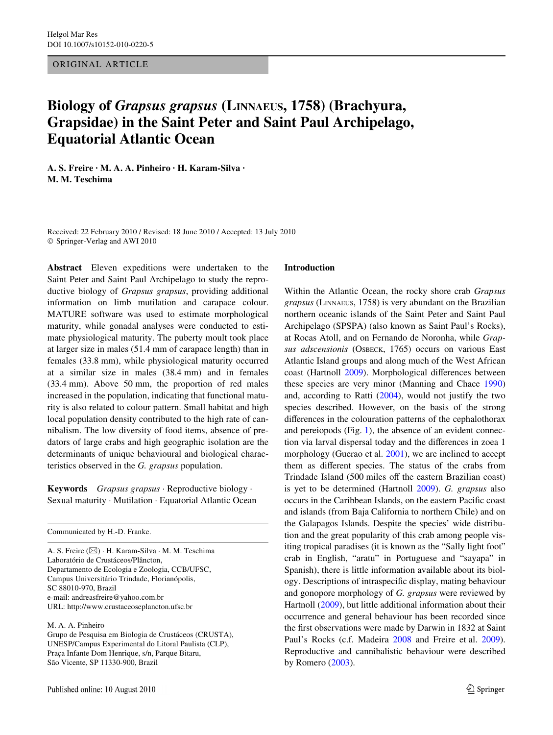ORIGINAL ARTICLE

# Biology of *Grapsus grapsus* (Linnaeus, 1758) (Brachyura, Grapsidae) in the Saint Peter and Saint Paul Archipelago, Equatorial Atlantic Ocean

**A. S. Freire · M. A. A. Pinheiro · H. Karam-Silva · M. M. Teschima**

Received: 22 February 2010 / Revised: 18 June 2010 / Accepted: 13 July 2010
© Springer-Verlag and AWI 2010

**Abstract** Eleven expeditions were undertaken to the Saint Peter and Saint Paul Archipelago to study the reproductive biology of *Grapsus grapsus*, providing additional information on limb mutilation and carapace colour. MATURE software was used to estimate morphological maturity, while gonadal analyses were conducted to estimate physiological maturity. The puberty moult took place at larger size in males (51.4 mm of carapace length) than in females (33.8 mm), while physiological maturity occurred at a similar size in males (38.4 mm) and in females (33.4 mm). Above 50 mm, the proportion of red males increased in the population, indicating that functional maturity is also related to colour pattern. Small habitat and high local population density contributed to the high rate of cannibalism. The low diversity of food items, absence of predators of large crabs and high geographic isolation are the determinants of unique behavioural and biological characteristics observed in the *G. grapsus* population.

**Keywords** *Grapsus grapsus* · Reproductive biology · Sexual maturity · Mutilation · Equatorial Atlantic Ocean

Communicated by H.-D. Franke.

A. S. Freire (✉) · H. Karam-Silva · M. M. Teschima
Laboratório de Crustáceos/Plâncton,
Departamento de Ecologia e Zoologia, CCB/UFSC,
Campus Universitário Trindade, Florianópolis,
SC 88010-970, Brazil
e-mail: andreasfreire@yahoo.com.br
URL: http://www.crustaceoseplancton.ufsc.br

M. A. A. Pinheiro
Grupo de Pesquisa em Biologia de Crustáceos (CRUSTA),
UNESP/Campus Experimental do Litoral Paulista (CLP),
Praça Infante Dom Henrique, s/n, Parque Bitaru,
São Vicente, SP 11330-900, Brazil

## Introduction

Within the Atlantic Ocean, the rocky shore crab *Grapsus grapsus* (Linnaeus, 1758) is very abundant on the Brazilian northern oceanic islands of the Saint Peter and Saint Paul Archipelago (SPSPA) (also known as Saint Paul's Rocks), at Rocas Atoll, and on Fernando de Noronha, while *Grapsus adscensionis* (Osbeck, 1765) occurs on various East Atlantic Island groups and along much of the West African coast (Hartnoll 2009). Morphological differences between these species are very minor (Manning and Chace 1990) and, according to Ratti (2004), would not justify the two species described. However, on the basis of the strong differences in the colouration patterns of the cephalothorax and pereiopods (Fig. 1), the absence of an evident connection via larval dispersal today and the differences in zoea 1 morphology (Guerao et al. 2001), we are inclined to accept them as different species. The status of the crabs from Trindade Island (500 miles off the eastern Brazilian coast) is yet to be determined (Hartnoll 2009). *G. grapsus* also occurs in the Caribbean Islands, on the eastern Pacific coast and islands (from Baja California to northern Chile) and on the Galapagos Islands. Despite the species' wide distribution and the great popularity of this crab among people visiting tropical paradises (it is known as the "Sally light foot" crab in English, "aratu" in Portuguese and "sayapa" in Spanish), there is little information available about its biology. Descriptions of intraspecific display, mating behaviour and gonopore morphology of *G. grapsus* were reviewed by Hartnoll (2009), but little additional information about their occurrence and general behaviour has been recorded since the first observations were made by Darwin in 1832 at Saint Paul's Rocks (c.f. Madeira 2008 and Freire et al. 2009). Reproductive and cannibalistic behaviour were described by Romero (2003).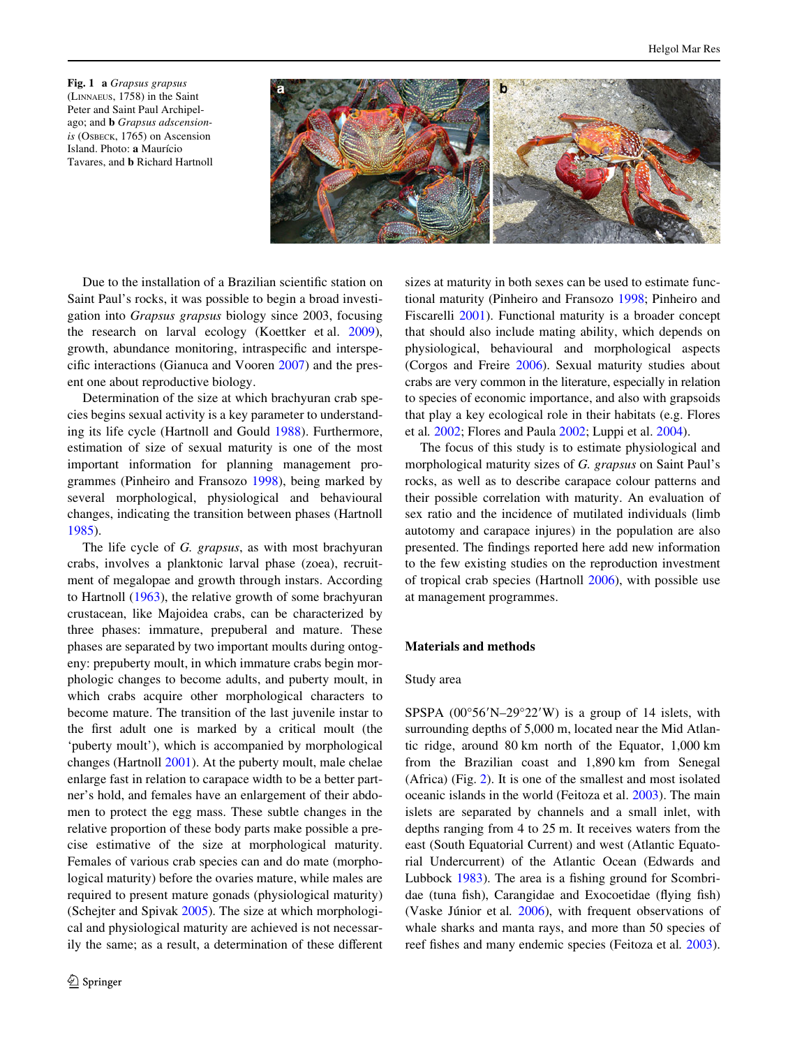**Fig. 1** **a** *Grapsus grapsus* (Linnaeus, 1758) in the Saint Peter and Saint Paul Archipelago; and **b** *Grapsus adscensionis* (Osbeck, 1765) on Ascension Island. Photo: **a** Maurício Tavares, and **b** Richard Hartnoll

Due to the installation of a Brazilian scientific station on Saint Paul's rocks, it was possible to begin a broad investigation into *Grapsus grapsus* biology since 2003, focusing the research on larval ecology (Koettker et al. 2009), growth, abundance monitoring, intraspecific and interspecific interactions (Gianuca and Vooren 2007) and the present one about reproductive biology.

Determination of the size at which brachyuran crab species begins sexual activity is a key parameter to understanding its life cycle (Hartnoll and Gould 1988). Furthermore, estimation of size of sexual maturity is one of the most important information for planning management programmes (Pinheiro and Fransozo 1998), being marked by several morphological, physiological and behavioural changes, indicating the transition between phases (Hartnoll 1985).

The life cycle of *G. grapsus*, as with most brachyuran crabs, involves a planktonic larval phase (zoea), recruitment of megalopae and growth through instars. According to Hartnoll (1963), the relative growth of some brachyuran crustacean, like Majoidea crabs, can be characterized by three phases: immature, prepuberal and mature. These phases are separated by two important moults during ontogeny: prepuberty moult, in which immature crabs begin morphologic changes to become adults, and puberty moult, in which crabs acquire other morphological characters to become mature. The transition of the last juvenile instar to the first adult one is marked by a critical moult (the 'puberty moult'), which is accompanied by morphological changes (Hartnoll 2001). At the puberty moult, male chelae enlarge fast in relation to carapace width to be a better partner's hold, and females have an enlargement of their abdomen to protect the egg mass. These subtle changes in the relative proportion of these body parts make possible a precise estimative of the size at morphological maturity. Females of various crab species can and do mate (morphological maturity) before the ovaries mature, while males are required to present mature gonads (physiological maturity) (Schejter and Spivak 2005). The size at which morphological and physiological maturity are achieved is not necessarily the same; as a result, a determination of these different sizes at maturity in both sexes can be used to estimate functional maturity (Pinheiro and Fransozo 1998; Pinheiro and Fiscarelli 2001). Functional maturity is a broader concept that should also include mating ability, which depends on physiological, behavioural and morphological aspects (Corgos and Freire 2006). Sexual maturity studies about crabs are very common in the literature, especially in relation to species of economic importance, and also with grapsoids that play a key ecological role in their habitats (e.g. Flores et al. 2002; Flores and Paula 2002; Luppi et al. 2004).

The focus of this study is to estimate physiological and morphological maturity sizes of *G. grapsus* on Saint Paul's rocks, as well as to describe carapace colour patterns and their possible correlation with maturity. An evaluation of sex ratio and the incidence of mutilated individuals (limb autotomy and carapace injures) in the population are also presented. The findings reported here add new information to the few existing studies on the reproduction investment of tropical crab species (Hartnoll 2006), with possible use at management programmes.

## Materials and methods

### Study area

SPSPA (00°56′N–29°22′W) is a group of 14 islets, with surrounding depths of 5,000 m, located near the Mid Atlantic ridge, around 80 km north of the Equator, 1,000 km from the Brazilian coast and 1,890 km from Senegal (Africa) (Fig. 2). It is one of the smallest and most isolated oceanic islands in the world (Feitoza et al. 2003). The main islets are separated by channels and a small inlet, with depths ranging from 4 to 25 m. It receives waters from the east (South Equatorial Current) and west (Atlantic Equatorial Undercurrent) of the Atlantic Ocean (Edwards and Lubbock 1983). The area is a fishing ground for Scombridae (tuna fish), Carangidae and Exocoetidae (flying fish) (Vaske Júnior et al. 2006), with frequent observations of whale sharks and manta rays, and more than 50 species of reef fishes and many endemic species (Feitoza et al. 2003).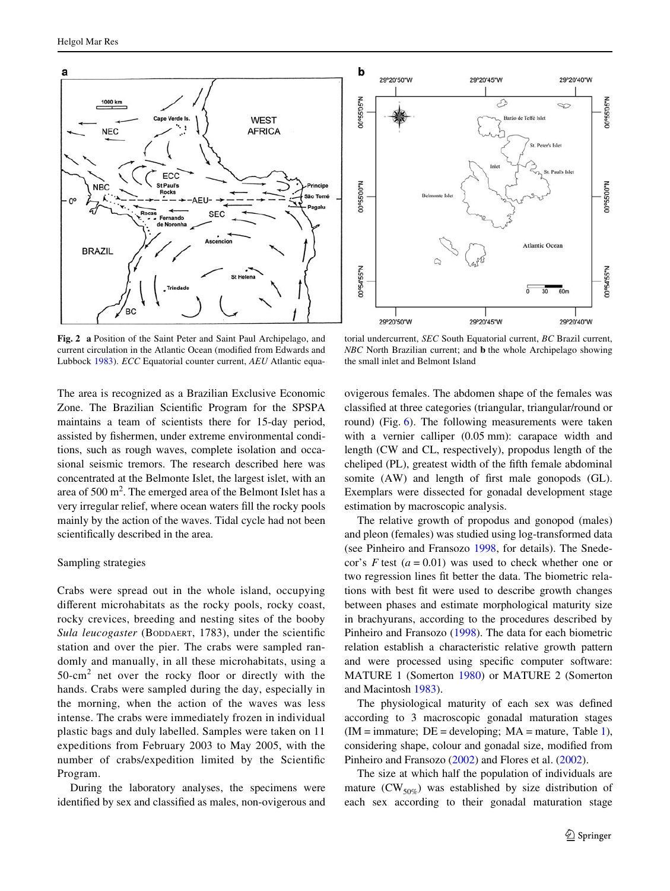Fig. 2 **a** Position of the Saint Peter and Saint Paul Archipelago, and current circulation in the Atlantic Ocean (modified from Edwards and Lubbock 1983). *ECC* Equatorial counter current, *AEU* Atlantic equatorial undercurrent, *SEC* South Equatorial current, *BC* Brazil current, *NBC* North Brazilian current; and **b** the whole Archipelago showing the small inlet and Belmont Island

The area is recognized as a Brazilian Exclusive Economic Zone. The Brazilian Scientific Program for the SPSPA maintains a team of scientists there for 15-day period, assisted by fishermen, under extreme environmental conditions, such as rough waves, complete isolation and occasional seismic tremors. The research described here was concentrated at the Belmonte Islet, the largest islet, with an area of 500 $m^2$. The emerged area of the Belmont Islet has a very irregular relief, where ocean waters fill the rocky pools mainly by the action of the waves. Tidal cycle had not been scientifically described in the area.

Sampling strategies

Crabs were spread out in the whole island, occupying different microhabitats as the rocky pools, rocky coast, rocky crevices, breeding and nesting sites of the booby *Sula leucogaster* (Boddaert, 1783), under the scientific station and over the pier. The crabs were sampled randomly and manually, in all these microhabitats, using a 50-$cm^2$ net over the rocky floor or directly with the hands. Crabs were sampled during the day, especially in the morning, when the action of the waves was less intense. The crabs were immediately frozen in individual plastic bags and duly labelled. Samples were taken on 11 expeditions from February 2003 to May 2005, with the number of crabs/expedition limited by the Scientific Program.

During the laboratory analyses, the specimens were identified by sex and classified as males, non-ovigerous and ovigerous females. The abdomen shape of the females was classified at three categories (triangular, triangular/round or round) (Fig. 6). The following measurements were taken with a vernier calliper (0.05 mm): carapace width and length (CW and CL, respectively), propodus length of the cheliped (PL), greatest width of the fifth female abdominal somite (AW) and length of first male gonopods (GL). Exemplars were dissected for gonadal development stage estimation by macroscopic analysis.

The relative growth of propodus and gonopod (males) and pleon (females) was studied using log-transformed data (see Pinheiro and Fransozo 1998, for details). The Snedecor's $F$ test ($a = 0.01$) was used to check whether one or two regression lines fit better the data. The biometric relations with best fit were used to describe growth changes between phases and estimate morphological maturity size in brachyurans, according to the procedures described by Pinheiro and Fransozo (1998). The data for each biometric relation establish a characteristic relative growth pattern and were processed using specific computer software: MATURE 1 (Somerton 1980) or MATURE 2 (Somerton and Macintosh 1983).

The physiological maturity of each sex was defined according to 3 macroscopic gonadal maturation stages (IM = immature; DE = developing; MA = mature, Table 1), considering shape, colour and gonadal size, modified from Pinheiro and Fransozo (2002) and Flores et al. (2002).

The size at which half the population of individuals are mature ($CW_{50\%}$) was established by size distribution of each sex according to their gonadal maturation stage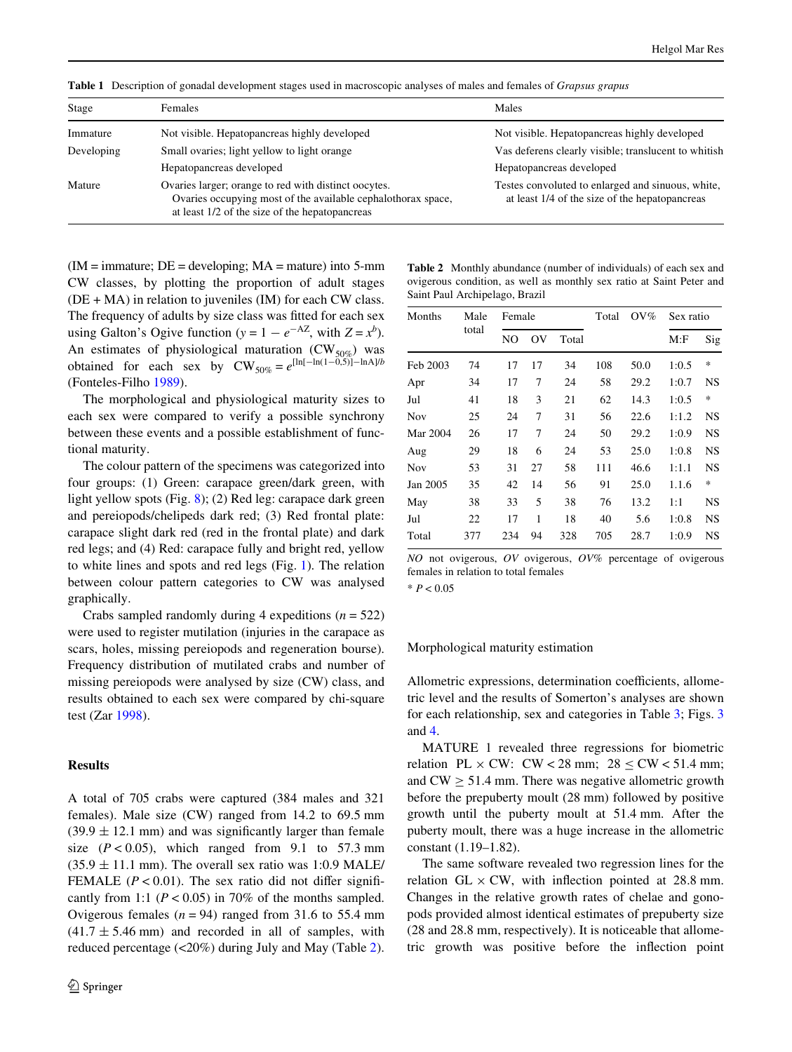**Table 1** Description of gonadal development stages used in macroscopic analyses of males and females of *Grapsus grapus*

| Stage | Females | Males |
|---|---|---|
| Immature | Not visible. Hepatopancreas highly developed | Not visible. Hepatopancreas highly developed |
| Developing | Small ovaries; light yellow to light orange | Vas deferens clearly visible; translucent to whitish |
| | Hepatopancreas developed | Hepatopancreas developed |
| Mature | Ovaries larger; orange to red with distinct oocytes. Ovaries occupying most of the available cephalothorax space, at least 1/2 of the size of the hepatopancreas | Testes convoluted to enlarged and sinuous, white, at least 1/4 of the size of the hepatopancreas |

(IM = immature; DE = developing; MA = mature) into 5-mm CW classes, by plotting the proportion of adult stages (DE + MA) in relation to juveniles (IM) for each CW class. The frequency of adults by size class was fitted for each sex using Galton's Ogive function ($y = 1 - e^{-AZ}$, with $Z = x^b$). An estimates of physiological maturation ($CW_{50\%}$) was obtained for each sex by $CW_{50\%} = e^{[\ln[-\ln(1-0{,}5)] - \ln A]/b}$ (Fonteles-Filho 1989).

The morphological and physiological maturity sizes to each sex were compared to verify a possible synchrony between these events and a possible establishment of functional maturity.

The colour pattern of the specimens was categorized into four groups: (1) Green: carapace green/dark green, with light yellow spots (Fig. 8); (2) Red leg: carapace dark green and pereiopods/chelipeds dark red; (3) Red frontal plate: carapace slight dark red (red in the frontal plate) and dark red legs; and (4) Red: carapace fully and bright red, yellow to white lines and spots and red legs (Fig. 1). The relation between colour pattern categories to CW was analysed graphically.

Crabs sampled randomly during 4 expeditions ($n = 522$) were used to register mutilation (injuries in the carapace as scars, holes, missing pereiopods and regeneration bourse). Frequency distribution of mutilated crabs and number of missing pereiopods were analysed by size (CW) class, and results obtained to each sex were compared by chi-square test (Zar 1998).

## Results

A total of 705 crabs were captured (384 males and 321 females). Male size (CW) ranged from 14.2 to 69.5 mm (39.9 ± 12.1 mm) and was significantly larger than female size ($P < 0.05$), which ranged from 9.1 to 57.3 mm (35.9 ± 11.1 mm). The overall sex ratio was 1:0.9 MALE/FEMALE ($P < 0.01$). The sex ratio did not differ significantly from 1:1 ($P < 0.05$) in 70% of the months sampled. Ovigerous females ($n = 94$) ranged from 31.6 to 55.4 mm (41.7 ± 5.46 mm) and recorded in all of samples, with reduced percentage (<20%) during July and May (Table 2).

**Table 2** Monthly abundance (number of individuals) of each sex and ovigerous condition, as well as monthly sex ratio at Saint Peter and Saint Paul Archipelago, Brazil

| Months | Male total | Female | | | Total | OV% | Sex ratio | |
|---|---|---|---|---|---|---|---|---|
| | | NO | OV | Total | | | M:F | Sig |
| Feb 2003 | 74 | 17 | 17 | 34 | 108 | 50.0 | 1:0.5 | * |
| Apr | 34 | 17 | 7 | 24 | 58 | 29.2 | 1:0.7 | NS |
| Jul | 41 | 18 | 3 | 21 | 62 | 14.3 | 1:0.5 | * |
| Nov | 25 | 24 | 7 | 31 | 56 | 22.6 | 1:1.2 | NS |
| Mar 2004 | 26 | 17 | 7 | 24 | 50 | 29.2 | 1:0.9 | NS |
| Aug | 29 | 18 | 6 | 24 | 53 | 25.0 | 1:0.8 | NS |
| Nov | 53 | 31 | 27 | 58 | 111 | 46.6 | 1:1.1 | NS |
| Jan 2005 | 35 | 42 | 14 | 56 | 91 | 25.0 | 1.1.6 | * |
| May | 38 | 33 | 5 | 38 | 76 | 13.2 | 1:1 | NS |
| Jul | 22 | 17 | 1 | 18 | 40 | 5.6 | 1:0.8 | NS |
| Total | 377 | 234 | 94 | 328 | 705 | 28.7 | 1:0.9 | NS |

*NO* not ovigerous, *OV* ovigerous, *OV%* percentage of ovigerous females in relation to total females

* $P < 0.05$

### Morphological maturity estimation

Allometric expressions, determination coefficients, allometric level and the results of Somerton's analyses are shown for each relationship, sex and categories in Table 3; Figs. 3 and 4.

MATURE 1 revealed three regressions for biometric relation PL × CW: CW < 28 mm; 28 ≤ CW < 51.4 mm; and CW ≥ 51.4 mm. There was negative allometric growth before the prepuberty moult (28 mm) followed by positive growth until the puberty moult at 51.4 mm. After the puberty moult, there was a huge increase in the allometric constant (1.19–1.82).

The same software revealed two regression lines for the relation GL × CW, with inflection pointed at 28.8 mm. Changes in the relative growth rates of chelae and gonopods provided almost identical estimates of prepuberty size (28 and 28.8 mm, respectively). It is noticeable that allometric growth was positive before the inflection point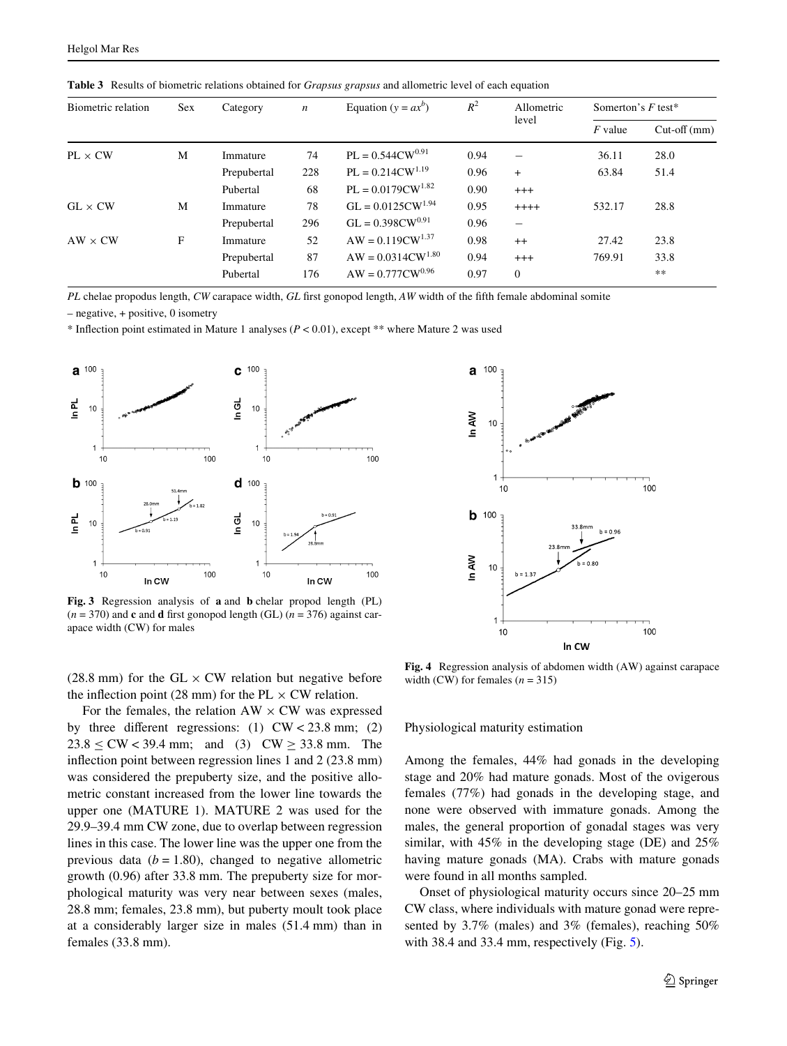**Table 3** Results of biometric relations obtained for *Grapsus grapsus* and allometric level of each equation

| Biometric relation | Sex | Category | $n$ | Equation ($y = ax^b$) | $R^2$ | Allometric level | Somerton's $F$ test* | |
|---|---|---|---|---|---|---|---|---|
| | | | | | | | $F$ value | Cut-off (mm) |
| PL × CW | M | Immature | 74 | $PL = 0.544CW^{0.91}$ | 0.94 | – | 36.11 | 28.0 |
| | | Prepubertal | 228 | $PL = 0.214CW^{1.19}$ | 0.96 | + | 63.84 | 51.4 |
| | | Pubertal | 68 | $PL = 0.0179CW^{1.82}$ | 0.90 | +++ | | |
| GL × CW | M | Immature | 78 | $GL = 0.0125CW^{1.94}$ | 0.95 | ++++ | 532.17 | 28.8 |
| | | Prepubertal | 296 | $GL = 0.398CW^{0.91}$ | 0.96 | – | | |
| AW × CW | F | Immature | 52 | $AW = 0.119CW^{1.37}$ | 0.98 | ++ | 27.42 | 23.8 |
| | | Prepubertal | 87 | $AW = 0.0314CW^{1.80}$ | 0.94 | +++ | 769.91 | 33.8 |
| | | Pubertal | 176 | $AW = 0.777CW^{0.96}$ | 0.97 | 0 | | ** |

*PL* chelae propodus length, *CW* carapace width, *GL* first gonopod length, *AW* width of the fifth female abdominal somite

– negative, + positive, 0 isometry

* Inflection point estimated in Mature 1 analyses ($P < 0.01$), except ** where Mature 2 was used

**Fig. 3** Regression analysis of **a** and **b** chelar propod length (PL) ($n = 370$) and **c** and **d** first gonopod length (GL) ($n = 376$) against carapace width (CW) for males

**Fig. 4** Regression analysis of abdomen width (AW) against carapace width (CW) for females ($n = 315$)

(28.8 mm) for the GL × CW relation but negative before the inflection point (28 mm) for the PL × CW relation.

For the females, the relation AW × CW was expressed by three different regressions: (1) CW < 23.8 mm; (2) 23.8 ≤ CW < 39.4 mm; and (3) CW ≥ 33.8 mm. The inflection point between regression lines 1 and 2 (23.8 mm) was considered the prepuberty size, and the positive allometric constant increased from the lower line towards the upper one (MATURE 1). MATURE 2 was used for the 29.9–39.4 mm CW zone, due to overlap between regression lines in this case. The lower line was the upper one from the previous data ($b = 1.80$), changed to negative allometric growth (0.96) after 33.8 mm. The prepuberty size for morphological maturity was very near between sexes (males, 28.8 mm; females, 23.8 mm), but puberty moult took place at a considerably larger size in males (51.4 mm) than in females (33.8 mm).

## Physiological maturity estimation

Among the females, 44% had gonads in the developing stage and 20% had mature gonads. Most of the ovigerous females (77%) had gonads in the developing stage, and none were observed with immature gonads. Among the males, the general proportion of gonadal stages was very similar, with 45% in the developing stage (DE) and 25% having mature gonads (MA). Crabs with mature gonads were found in all months sampled.

Onset of physiological maturity occurs since 20–25 mm CW class, where individuals with mature gonad were represented by 3.7% (males) and 3% (females), reaching 50% with 38.4 and 33.4 mm, respectively (Fig. 5).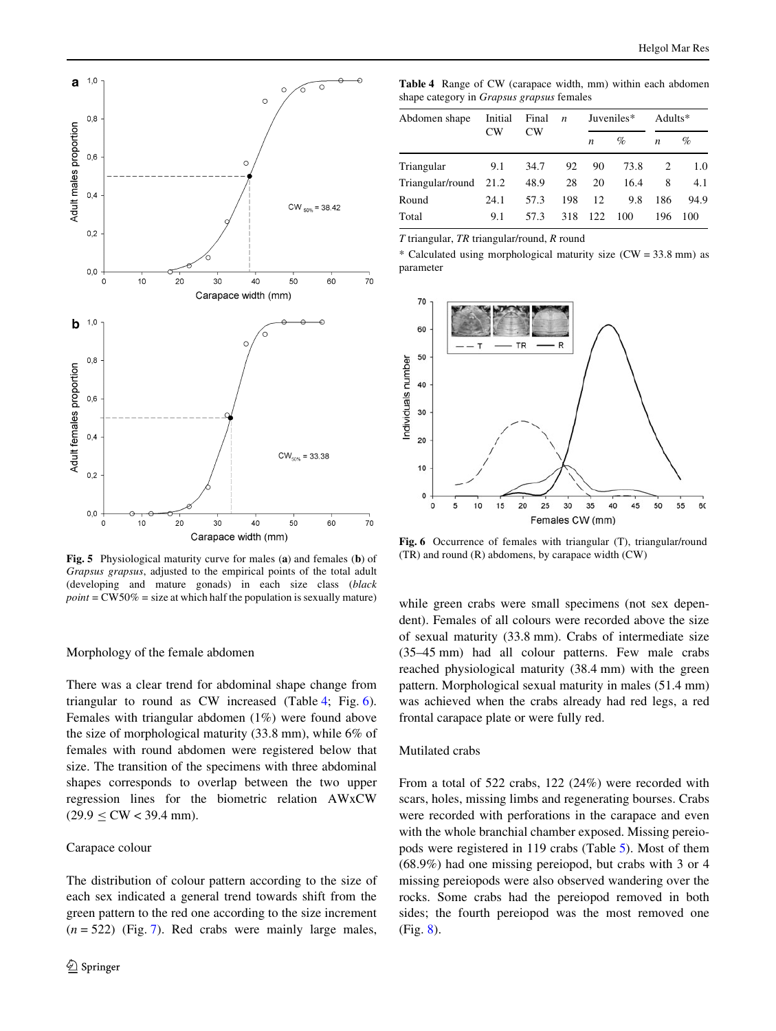**Fig. 5** Physiological maturity curve for males (**a**) and females (**b**) of *Grapsus grapsus*, adjusted to the empirical points of the total adult (developing and mature gonads) in each size class (*black point* = CW50% = size at which half the population is sexually mature)

### Morphology of the female abdomen

There was a clear trend for abdominal shape change from triangular to round as CW increased (Table 4; Fig. 6). Females with triangular abdomen (1%) were found above the size of morphological maturity (33.8 mm), while 6% of females with round abdomen were registered below that size. The transition of the specimens with three abdominal shapes corresponds to overlap between the two upper regression lines for the biometric relation AWxCW ($29.9 \leq CW < 39.4$ mm).

### Carapace colour

The distribution of colour pattern according to the size of each sex indicated a general trend towards shift from the green pattern to the red one according to the size increment ($n = 522$) (Fig. 7). Red crabs were mainly large males, while green crabs were small specimens (not sex dependent). Females of all colours were recorded above the size of sexual maturity (33.8 mm). Crabs of intermediate size (35–45 mm) had all colour patterns. Few male crabs reached physiological maturity (38.4 mm) with the green pattern. Morphological sexual maturity in males (51.4 mm) was achieved when the crabs already had red legs, a red frontal carapace plate or were fully red.

**Table 4** Range of CW (carapace width, mm) within each abdomen shape category in *Grapsus grapsus* females

| Abdomen shape | Initial CW | Final CW | *n* | Juveniles* | | Adults* | |
|---|---|---|---|---|---|---|---|
| | | | | *n* | % | *n* | % |
| Triangular | 9.1 | 34.7 | 92 | 90 | 73.8 | 2 | 1.0 |
| Triangular/round | 21.2 | 48.9 | 28 | 20 | 16.4 | 8 | 4.1 |
| Round | 24.1 | 57.3 | 198 | 12 | 9.8 | 186 | 94.9 |
| Total | 9.1 | 57.3 | 318 | 122 | 100 | 196 | 100 |

*T* triangular, *TR* triangular/round, *R* round

\* Calculated using morphological maturity size (CW = 33.8 mm) as parameter

**Fig. 6** Occurrence of females with triangular (T), triangular/round (TR) and round (R) abdomens, by carapace width (CW)

### Mutilated crabs

From a total of 522 crabs, 122 (24%) were recorded with scars, holes, missing limbs and regenerating bourses. Crabs were recorded with perforations in the carapace and even with the whole branchial chamber exposed. Missing pereiopods were registered in 119 crabs (Table 5). Most of them (68.9%) had one missing pereiopod, but crabs with 3 or 4 missing pereiopods were also observed wandering over the rocks. Some crabs had the pereiopod removed in both sides; the fourth pereiopod was the most removed one (Fig. 8).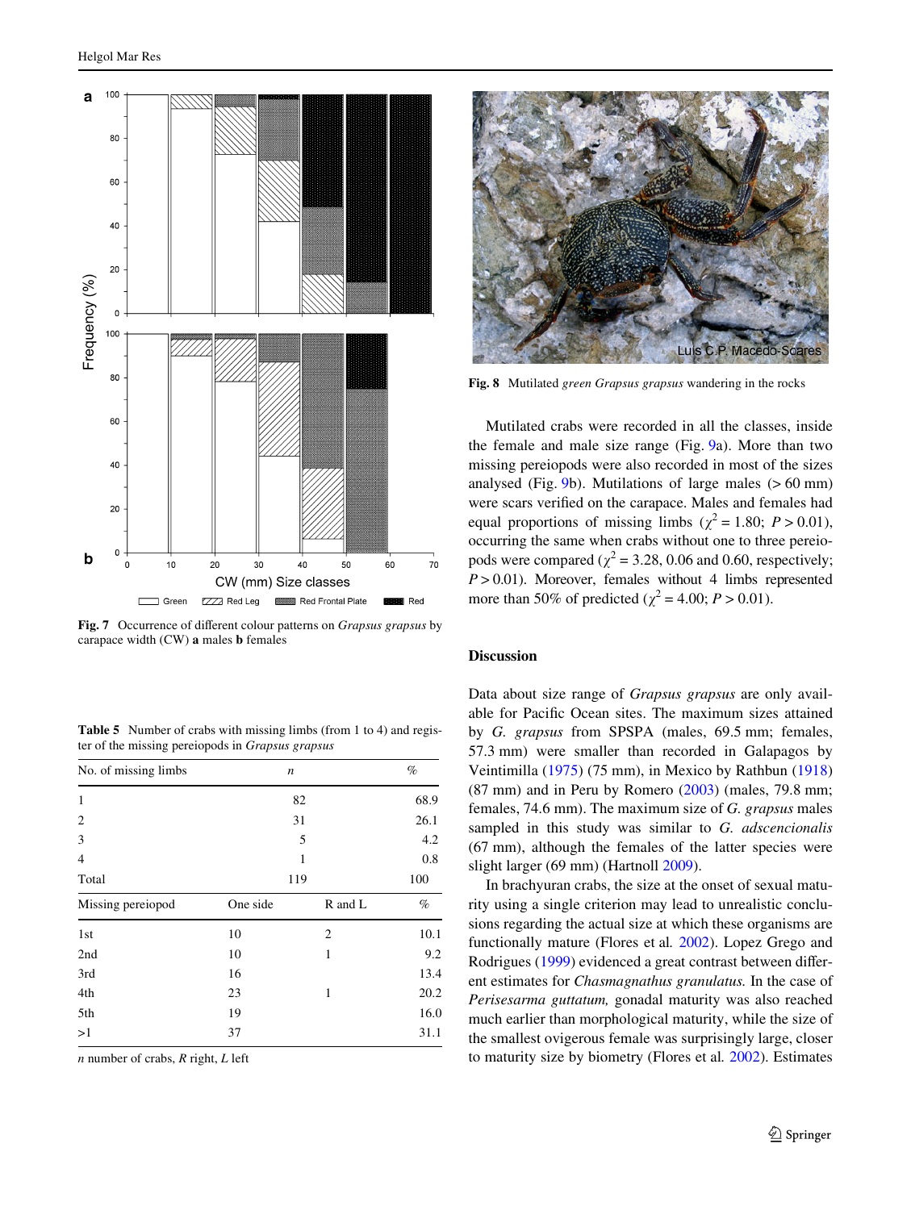Fig. 7 Occurrence of different colour patterns on *Grapsus grapsus* by carapace width (CW) **a** males **b** females

Fig. 8 Mutilated *green Grapsus grapsus* wandering in the rocks

Table 5 Number of crabs with missing limbs (from 1 to 4) and register of the missing pereiopods in *Grapsus grapsus*

| No. of missing limbs | | *n* | % |
|---|---|---|---|
| 1 | | 82 | 68.9 |
| 2 | | 31 | 26.1 |
| 3 | | 5 | 4.2 |
| 4 | | 1 | 0.8 |
| Total | | 119 | 100 |
| Missing pereiopod | One side | R and L | % |
| 1st | 10 | 2 | 10.1 |
| 2nd | 10 | 1 | 9.2 |
| 3rd | 16 | | 13.4 |
| 4th | 23 | 1 | 20.2 |
| 5th | 19 | | 16.0 |
| >1 | 37 | | 31.1 |

*n* number of crabs, *R* right, *L* left

Mutilated crabs were recorded in all the classes, inside the female and male size range (Fig. 9a). More than two missing pereiopods were also recorded in most of the sizes analysed (Fig. 9b). Mutilations of large males (> 60 mm) were scars verified on the carapace. Males and females had equal proportions of missing limbs ($\chi^2 = 1.80$; $P > 0.01$), occurring the same when crabs without one to three pereiopods were compared ($\chi^2 = 3.28$, 0.06 and 0.60, respectively; $P > 0.01$). Moreover, females without 4 limbs represented more than 50% of predicted ($\chi^2 = 4.00$; $P > 0.01$).

## Discussion

Data about size range of *Grapsus grapsus* are only available for Pacific Ocean sites. The maximum sizes attained by *G. grapsus* from SPSPA (males, 69.5 mm; females, 57.3 mm) were smaller than recorded in Galapagos by Veintimilla (1975) (75 mm), in Mexico by Rathbun (1918) (87 mm) and in Peru by Romero (2003) (males, 79.8 mm; females, 74.6 mm). The maximum size of *G. grapsus* males sampled in this study was similar to *G. adscencionalis* (67 mm), although the females of the latter species were slight larger (69 mm) (Hartnoll 2009).

In brachyuran crabs, the size at the onset of sexual maturity using a single criterion may lead to unrealistic conclusions regarding the actual size at which these organisms are functionally mature (Flores et al. 2002). Lopez Grego and Rodrigues (1999) evidenced a great contrast between different estimates for *Chasmagnathus granulatus.* In the case of *Perisesarma guttatum,* gonadal maturity was also reached much earlier than morphological maturity, while the size of the smallest ovigerous female was surprisingly large, closer to maturity size by biometry (Flores et al. 2002). Estimates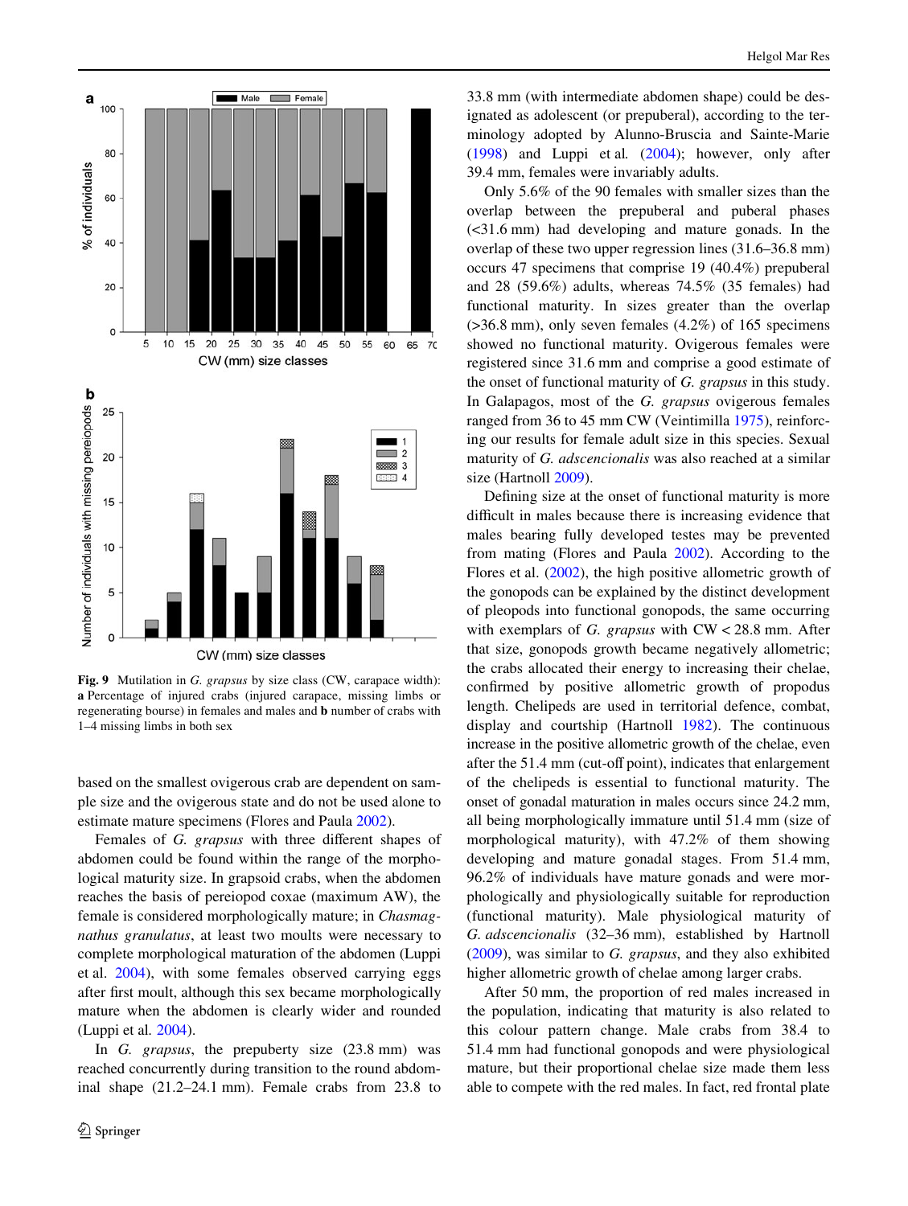Fig. 9 Mutilation in *G. grapsus* by size class (CW, carapace width): **a** Percentage of injured crabs (injured carapace, missing limbs or regenerating bourse) in females and males and **b** number of crabs with 1–4 missing limbs in both sex

based on the smallest ovigerous crab are dependent on sample size and the ovigerous state and do not be used alone to estimate mature specimens (Flores and Paula 2002).

Females of *G. grapsus* with three different shapes of abdomen could be found within the range of the morphological maturity size. In grapsoid crabs, when the abdomen reaches the basis of pereiopod coxae (maximum AW), the female is considered morphologically mature; in *Chasmagnathus granulatus*, at least two moults were necessary to complete morphological maturation of the abdomen (Luppi et al. 2004), with some females observed carrying eggs after first moult, although this sex became morphologically mature when the abdomen is clearly wider and rounded (Luppi et al. 2004).

In *G. grapsus*, the prepuberty size (23.8 mm) was reached concurrently during transition to the round abdominal shape (21.2–24.1 mm). Female crabs from 23.8 to 33.8 mm (with intermediate abdomen shape) could be designated as adolescent (or prepuberal), according to the terminology adopted by Alunno-Bruscia and Sainte-Marie (1998) and Luppi et al. (2004); however, only after 39.4 mm, females were invariably adults.

Only 5.6% of the 90 females with smaller sizes than the overlap between the prepuberal and puberal phases (<31.6 mm) had developing and mature gonads. In the overlap of these two upper regression lines (31.6–36.8 mm) occurs 47 specimens that comprise 19 (40.4%) prepuberal and 28 (59.6%) adults, whereas 74.5% (35 females) had functional maturity. In sizes greater than the overlap (>36.8 mm), only seven females (4.2%) of 165 specimens showed no functional maturity. Ovigerous females were registered since 31.6 mm and comprise a good estimate of the onset of functional maturity of *G. grapsus* in this study. In Galapagos, most of the *G. grapsus* ovigerous females ranged from 36 to 45 mm CW (Veintimilla 1975), reinforcing our results for female adult size in this species. Sexual maturity of *G. adscencionalis* was also reached at a similar size (Hartnoll 2009).

Defining size at the onset of functional maturity is more difficult in males because there is increasing evidence that males bearing fully developed testes may be prevented from mating (Flores and Paula 2002). According to the Flores et al. (2002), the high positive allometric growth of the gonopods can be explained by the distinct development of pleopods into functional gonopods, the same occurring with exemplars of *G. grapsus* with CW < 28.8 mm. After that size, gonopods growth became negatively allometric; the crabs allocated their energy to increasing their chelae, confirmed by positive allometric growth of propodus length. Chelipeds are used in territorial defence, combat, display and courtship (Hartnoll 1982). The continuous increase in the positive allometric growth of the chelae, even after the 51.4 mm (cut-off point), indicates that enlargement of the chelipeds is essential to functional maturity. The onset of gonadal maturation in males occurs since 24.2 mm, all being morphologically immature until 51.4 mm (size of morphological maturity), with 47.2% of them showing developing and mature gonadal stages. From 51.4 mm, 96.2% of individuals have mature gonads and were morphologically and physiologically suitable for reproduction (functional maturity). Male physiological maturity of *G. adscencionalis* (32–36 mm), established by Hartnoll (2009), was similar to *G. grapsus*, and they also exhibited higher allometric growth of chelae among larger crabs.

After 50 mm, the proportion of red males increased in the population, indicating that maturity is also related to this colour pattern change. Male crabs from 38.4 to 51.4 mm had functional gonopods and were physiological mature, but their proportional chelae size made them less able to compete with the red males. In fact, red frontal plate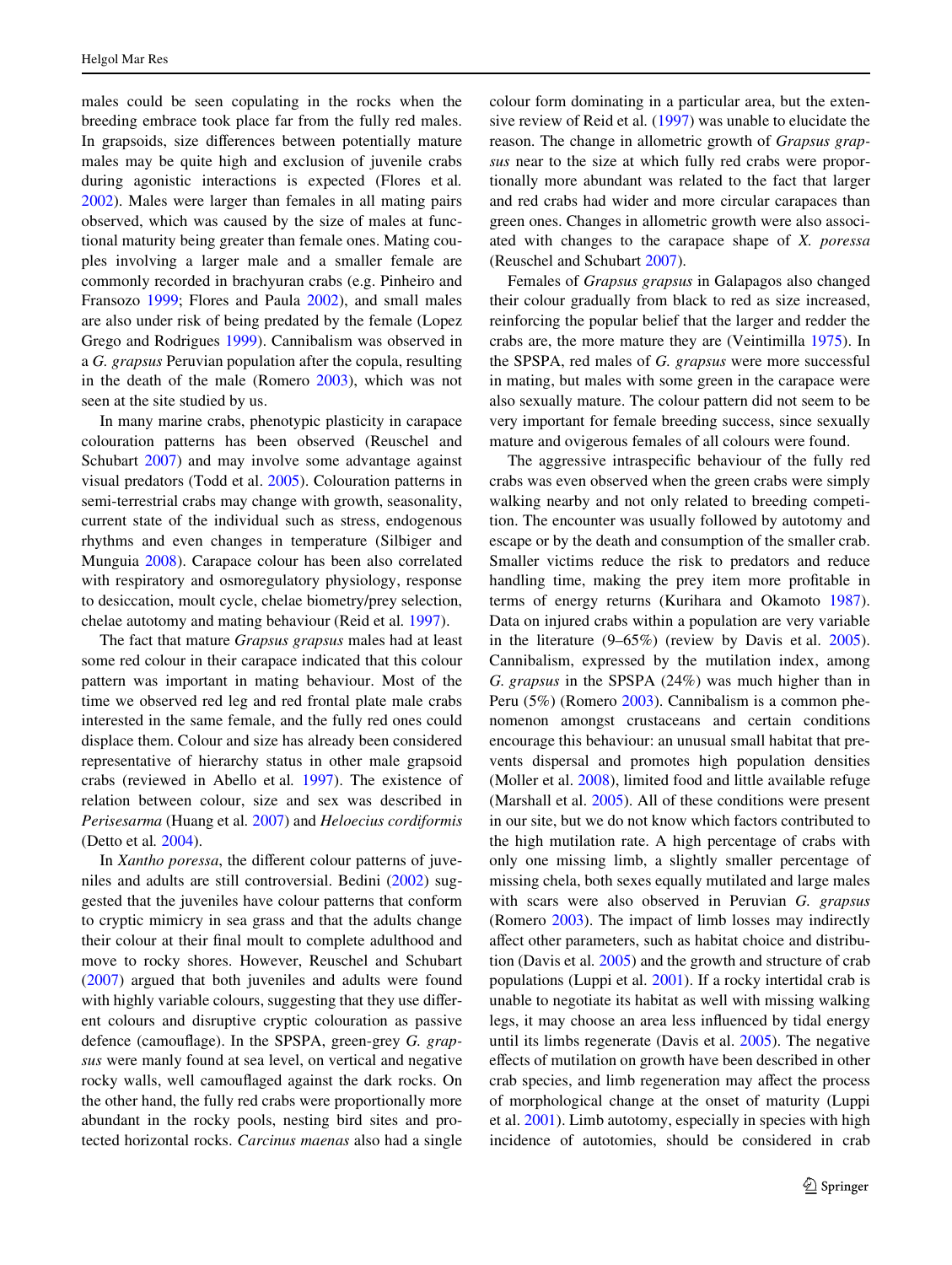males could be seen copulating in the rocks when the breeding embrace took place far from the fully red males. In grapsoids, size differences between potentially mature males may be quite high and exclusion of juvenile crabs during agonistic interactions is expected (Flores et al. 2002). Males were larger than females in all mating pairs observed, which was caused by the size of males at functional maturity being greater than female ones. Mating couples involving a larger male and a smaller female are commonly recorded in brachyuran crabs (e.g. Pinheiro and Fransozo 1999; Flores and Paula 2002), and small males are also under risk of being predated by the female (Lopez Grego and Rodrigues 1999). Cannibalism was observed in a *G. grapsus* Peruvian population after the copula, resulting in the death of the male (Romero 2003), which was not seen at the site studied by us.

In many marine crabs, phenotypic plasticity in carapace colouration patterns has been observed (Reuschel and Schubart 2007) and may involve some advantage against visual predators (Todd et al. 2005). Colouration patterns in semi-terrestrial crabs may change with growth, seasonality, current state of the individual such as stress, endogenous rhythms and even changes in temperature (Silbiger and Munguia 2008). Carapace colour has been also correlated with respiratory and osmoregulatory physiology, response to desiccation, moult cycle, chelae biometry/prey selection, chelae autotomy and mating behaviour (Reid et al. 1997).

The fact that mature *Grapsus grapsus* males had at least some red colour in their carapace indicated that this colour pattern was important in mating behaviour. Most of the time we observed red leg and red frontal plate male crabs interested in the same female, and the fully red ones could displace them. Colour and size has already been considered representative of hierarchy status in other male grapsoid crabs (reviewed in Abello et al. 1997). The existence of relation between colour, size and sex was described in *Perisesarma* (Huang et al. 2007) and *Heloecius cordiformis* (Detto et al. 2004).

In *Xantho poressa*, the different colour patterns of juveniles and adults are still controversial. Bedini (2002) suggested that the juveniles have colour patterns that conform to cryptic mimicry in sea grass and that the adults change their colour at their final moult to complete adulthood and move to rocky shores. However, Reuschel and Schubart (2007) argued that both juveniles and adults were found with highly variable colours, suggesting that they use different colours and disruptive cryptic colouration as passive defence (camouflage). In the SPSPA, green-grey *G. grapsus* were manly found at sea level, on vertical and negative rocky walls, well camouflaged against the dark rocks. On the other hand, the fully red crabs were proportionally more abundant in the rocky pools, nesting bird sites and protected horizontal rocks. *Carcinus maenas* also had a single colour form dominating in a particular area, but the extensive review of Reid et al. (1997) was unable to elucidate the reason. The change in allometric growth of *Grapsus grapsus* near to the size at which fully red crabs were proportionally more abundant was related to the fact that larger and red crabs had wider and more circular carapaces than green ones. Changes in allometric growth were also associated with changes to the carapace shape of *X. poressa* (Reuschel and Schubart 2007).

Females of *Grapsus grapsus* in Galapagos also changed their colour gradually from black to red as size increased, reinforcing the popular belief that the larger and redder the crabs are, the more mature they are (Veintimilla 1975). In the SPSPA, red males of *G. grapsus* were more successful in mating, but males with some green in the carapace were also sexually mature. The colour pattern did not seem to be very important for female breeding success, since sexually mature and ovigerous females of all colours were found.

The aggressive intraspecific behaviour of the fully red crabs was even observed when the green crabs were simply walking nearby and not only related to breeding competition. The encounter was usually followed by autotomy and escape or by the death and consumption of the smaller crab. Smaller victims reduce the risk to predators and reduce handling time, making the prey item more profitable in terms of energy returns (Kurihara and Okamoto 1987). Data on injured crabs within a population are very variable in the literature (9–65%) (review by Davis et al. 2005). Cannibalism, expressed by the mutilation index, among *G. grapsus* in the SPSPA (24%) was much higher than in Peru (5%) (Romero 2003). Cannibalism is a common phenomenon amongst crustaceans and certain conditions encourage this behaviour: an unusual small habitat that prevents dispersal and promotes high population densities (Moller et al. 2008), limited food and little available refuge (Marshall et al. 2005). All of these conditions were present in our site, but we do not know which factors contributed to the high mutilation rate. A high percentage of crabs with only one missing limb, a slightly smaller percentage of missing chela, both sexes equally mutilated and large males with scars were also observed in Peruvian *G. grapsus* (Romero 2003). The impact of limb losses may indirectly affect other parameters, such as habitat choice and distribution (Davis et al. 2005) and the growth and structure of crab populations (Luppi et al. 2001). If a rocky intertidal crab is unable to negotiate its habitat as well with missing walking legs, it may choose an area less influenced by tidal energy until its limbs regenerate (Davis et al. 2005). The negative effects of mutilation on growth have been described in other crab species, and limb regeneration may affect the process of morphological change at the onset of maturity (Luppi et al. 2001). Limb autotomy, especially in species with high incidence of autotomies, should be considered in crab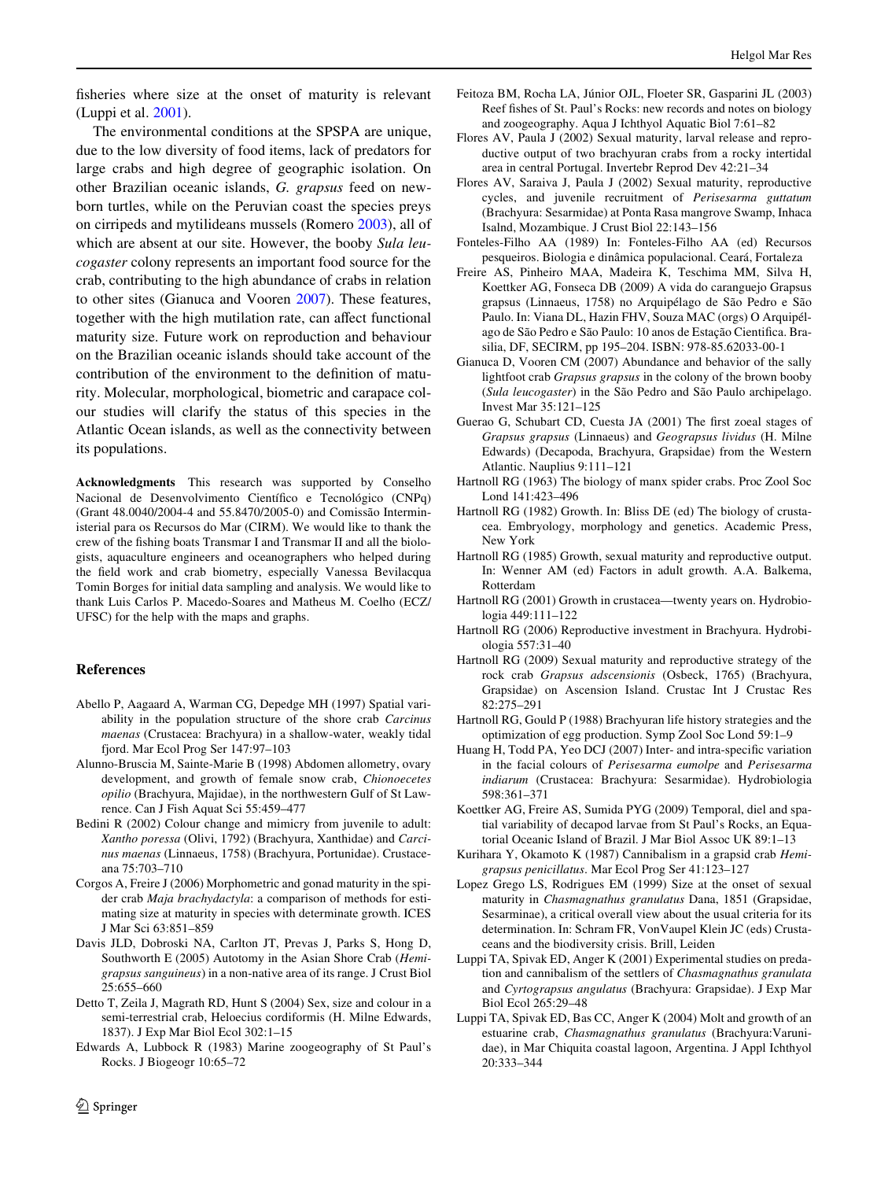fisheries where size at the onset of maturity is relevant (Luppi et al. 2001).

The environmental conditions at the SPSPA are unique, due to the low diversity of food items, lack of predators for large crabs and high degree of geographic isolation. On other Brazilian oceanic islands, *G. grapsus* feed on newborn turtles, while on the Peruvian coast the species preys on cirripeds and mytilideans mussels (Romero 2003), all of which are absent at our site. However, the booby *Sula leucogaster* colony represents an important food source for the crab, contributing to the high abundance of crabs in relation to other sites (Gianuca and Vooren 2007). These features, together with the high mutilation rate, can affect functional maturity size. Future work on reproduction and behaviour on the Brazilian oceanic islands should take account of the contribution of the environment to the definition of maturity. Molecular, morphological, biometric and carapace colour studies will clarify the status of this species in the Atlantic Ocean islands, as well as the connectivity between its populations.

**Acknowledgments** This research was supported by Conselho Nacional de Desenvolvimento Científico e Tecnológico (CNPq) (Grant 48.0040/2004-4 and 55.8470/2005-0) and Comissão Interministerial para os Recursos do Mar (CIRM). We would like to thank the crew of the fishing boats Transmar I and Transmar II and all the biologists, aquaculture engineers and oceanographers who helped during the field work and crab biometry, especially Vanessa Bevilacqua Tomin Borges for initial data sampling and analysis. We would like to thank Luis Carlos P. Macedo-Soares and Matheus M. Coelho (ECZ/UFSC) for the help with the maps and graphs.

## References

Abello P, Aagaard A, Warman CG, Depedge MH (1997) Spatial variability in the population structure of the shore crab *Carcinus maenas* (Crustacea: Brachyura) in a shallow-water, weakly tidal fjord. Mar Ecol Prog Ser 147:97–103

Alunno-Bruscia M, Sainte-Marie B (1998) Abdomen allometry, ovary development, and growth of female snow crab, *Chionoecetes opilio* (Brachyura, Majidae), in the northwestern Gulf of St Lawrence. Can J Fish Aquat Sci 55:459–477

Bedini R (2002) Colour change and mimicry from juvenile to adult: *Xantho poressa* (Olivi, 1792) (Brachyura, Xanthidae) and *Carcinus maenas* (Linnaeus, 1758) (Brachyura, Portunidae). Crustaceana 75:703–710

Corgos A, Freire J (2006) Morphometric and gonad maturity in the spider crab *Maja brachydactyla*: a comparison of methods for estimating size at maturity in species with determinate growth. ICES J Mar Sci 63:851–859

Davis JLD, Dobroski NA, Carlton JT, Prevas J, Parks S, Hong D, Southworth E (2005) Autotomy in the Asian Shore Crab (*Hemigrapsus sanguineus*) in a non-native area of its range. J Crust Biol 25:655–660

Detto T, Zeila J, Magrath RD, Hunt S (2004) Sex, size and colour in a semi-terrestrial crab, Heloecius cordiformis (H. Milne Edwards, 1837). J Exp Mar Biol Ecol 302:1–15

Edwards A, Lubbock R (1983) Marine zoogeography of St Paul's Rocks. J Biogeogr 10:65–72

Feitoza BM, Rocha LA, Júnior OJL, Floeter SR, Gasparini JL (2003) Reef fishes of St. Paul's Rocks: new records and notes on biology and zoogeography. Aqua J Ichthyol Aquatic Biol 7:61–82

Flores AV, Paula J (2002) Sexual maturity, larval release and reproductive output of two brachyuran crabs from a rocky intertidal area in central Portugal. Invertebr Reprod Dev 42:21–34

Flores AV, Saraiva J, Paula J (2002) Sexual maturity, reproductive cycles, and juvenile recruitment of *Perisesarma guttatum* (Brachyura: Sesarmidae) at Ponta Rasa mangrove Swamp, Inhaca Isalnd, Mozambique. J Crust Biol 22:143–156

Fonteles-Filho AA (1989) In: Fonteles-Filho AA (ed) Recursos pesqueiros. Biologia e dinâmica populacional. Ceará, Fortaleza

Freire AS, Pinheiro MAA, Madeira K, Teschima MM, Silva H, Koettker AG, Fonseca DB (2009) A vida do caranguejo Grapsus grapsus (Linnaeus, 1758) no Arquipélago de São Pedro e São Paulo. In: Viana DL, Hazin FHV, Souza MAC (orgs) O Arquipélago de São Pedro e São Paulo: 10 anos de Estação Cientifica. Brasilia, DF, SECIRM, pp 195–204. ISBN: 978-85.62033-00-1

Gianuca D, Vooren CM (2007) Abundance and behavior of the sally lightfoot crab *Grapsus grapsus* in the colony of the brown booby (*Sula leucogaster*) in the São Pedro and São Paulo archipelago. Invest Mar 35:121–125

Guerao G, Schubart CD, Cuesta JA (2001) The first zoeal stages of *Grapsus grapsus* (Linnaeus) and *Geograpsus lividus* (H. Milne Edwards) (Decapoda, Brachyura, Grapsidae) from the Western Atlantic. Nauplius 9:111–121

Hartnoll RG (1963) The biology of manx spider crabs. Proc Zool Soc Lond 141:423–496

Hartnoll RG (1982) Growth. In: Bliss DE (ed) The biology of crustacea. Embryology, morphology and genetics. Academic Press, New York

Hartnoll RG (1985) Growth, sexual maturity and reproductive output. In: Wenner AM (ed) Factors in adult growth. A.A. Balkema, Rotterdam

Hartnoll RG (2001) Growth in crustacea—twenty years on. Hydrobiologia 449:111–122

Hartnoll RG (2006) Reproductive investment in Brachyura. Hydrobiologia 557:31–40

Hartnoll RG (2009) Sexual maturity and reproductive strategy of the rock crab *Grapsus adscensionis* (Osbeck, 1765) (Brachyura, Grapsidae) on Ascension Island. Crustac Int J Crustac Res 82:275–291

Hartnoll RG, Gould P (1988) Brachyuran life history strategies and the optimization of egg production. Symp Zool Soc Lond 59:1–9

Huang H, Todd PA, Yeo DCJ (2007) Inter- and intra-specific variation in the facial colours of *Perisesarma eumolpe* and *Perisesarma indiarum* (Crustacea: Brachyura: Sesarmidae). Hydrobiologia 598:361–371

Koettker AG, Freire AS, Sumida PYG (2009) Temporal, diel and spatial variability of decapod larvae from St Paul's Rocks, an Equatorial Oceanic Island of Brazil. J Mar Biol Assoc UK 89:1–13

Kurihara Y, Okamoto K (1987) Cannibalism in a grapsid crab *Hemigrapsus penicillatus*. Mar Ecol Prog Ser 41:123–127

Lopez Grego LS, Rodrigues EM (1999) Size at the onset of sexual maturity in *Chasmagnathus granulatus* Dana, 1851 (Grapsidae, Sesarminae), a critical overall view about the usual criteria for its determination. In: Schram FR, VonVaupel Klein JC (eds) Crustaceans and the biodiversity crisis. Brill, Leiden

Luppi TA, Spivak ED, Anger K (2001) Experimental studies on predation and cannibalism of the settlers of *Chasmagnathus granulata* and *Cyrtograpsus angulatus* (Brachyura: Grapsidae). J Exp Mar Biol Ecol 265:29–48

Luppi TA, Spivak ED, Bas CC, Anger K (2004) Molt and growth of an estuarine crab, *Chasmagnathus granulatus* (Brachyura:Varunidae), in Mar Chiquita coastal lagoon, Argentina. J Appl Ichthyol 20:333–344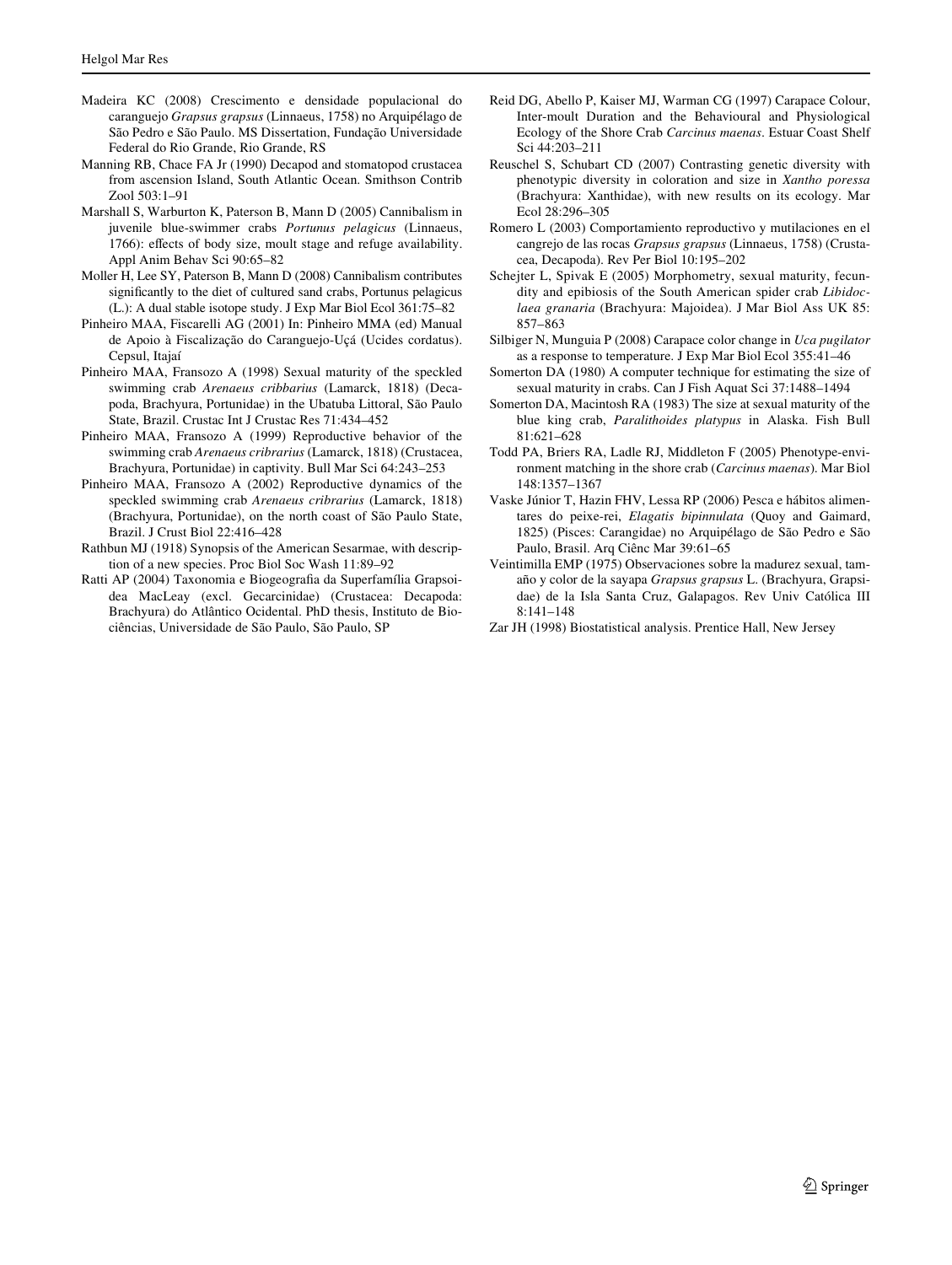Madeira KC (2008) Crescimento e densidade populacional do caranguejo *Grapsus grapsus* (Linnaeus, 1758) no Arquipélago de São Pedro e São Paulo. MS Dissertation, Fundação Universidade Federal do Rio Grande, Rio Grande, RS

Manning RB, Chace FA Jr (1990) Decapod and stomatopod crustacea from ascension Island, South Atlantic Ocean. Smithson Contrib Zool 503:1–91

Marshall S, Warburton K, Paterson B, Mann D (2005) Cannibalism in juvenile blue-swimmer crabs *Portunus pelagicus* (Linnaeus, 1766): effects of body size, moult stage and refuge availability. Appl Anim Behav Sci 90:65–82

Moller H, Lee SY, Paterson B, Mann D (2008) Cannibalism contributes significantly to the diet of cultured sand crabs, Portunus pelagicus (L.): A dual stable isotope study. J Exp Mar Biol Ecol 361:75–82

Pinheiro MAA, Fiscarelli AG (2001) In: Pinheiro MMA (ed) Manual de Apoio à Fiscalização do Caranguejo-Uçá (Ucides cordatus). Cepsul, Itajaí

Pinheiro MAA, Fransozo A (1998) Sexual maturity of the speckled swimming crab *Arenaeus cribbarius* (Lamarck, 1818) (Decapoda, Brachyura, Portunidae) in the Ubatuba Littoral, São Paulo State, Brazil. Crustac Int J Crustac Res 71:434–452

Pinheiro MAA, Fransozo A (1999) Reproductive behavior of the swimming crab *Arenaeus cribrarius* (Lamarck, 1818) (Crustacea, Brachyura, Portunidae) in captivity. Bull Mar Sci 64:243–253

Pinheiro MAA, Fransozo A (2002) Reproductive dynamics of the speckled swimming crab *Arenaeus cribrarius* (Lamarck, 1818) (Brachyura, Portunidae), on the north coast of São Paulo State, Brazil. J Crust Biol 22:416–428

Rathbun MJ (1918) Synopsis of the American Sesarmae, with description of a new species. Proc Biol Soc Wash 11:89–92

Ratti AP (2004) Taxonomia e Biogeografia da Superfamília Grapsoidea MacLeay (excl. Gecarcinidae) (Crustacea: Decapoda: Brachyura) do Atlântico Ocidental. PhD thesis, Instituto de Biociências, Universidade de São Paulo, São Paulo, SP

Reid DG, Abello P, Kaiser MJ, Warman CG (1997) Carapace Colour, Inter-moult Duration and the Behavioural and Physiological Ecology of the Shore Crab *Carcinus maenas*. Estuar Coast Shelf Sci 44:203–211

Reuschel S, Schubart CD (2007) Contrasting genetic diversity with phenotypic diversity in coloration and size in *Xantho poressa* (Brachyura: Xanthidae), with new results on its ecology. Mar Ecol 28:296–305

Romero L (2003) Comportamiento reproductivo y mutilaciones en el cangrejo de las rocas *Grapsus grapsus* (Linnaeus, 1758) (Crustacea, Decapoda). Rev Per Biol 10:195–202

Schejter L, Spivak E (2005) Morphometry, sexual maturity, fecundity and epibiosis of the South American spider crab *Libidoclaea granaria* (Brachyura: Majoidea). J Mar Biol Ass UK 85: 857–863

Silbiger N, Munguia P (2008) Carapace color change in *Uca pugilator* as a response to temperature. J Exp Mar Biol Ecol 355:41–46

Somerton DA (1980) A computer technique for estimating the size of sexual maturity in crabs. Can J Fish Aquat Sci 37:1488–1494

Somerton DA, Macintosh RA (1983) The size at sexual maturity of the blue king crab, *Paralithoides platypus* in Alaska. Fish Bull 81:621–628

Todd PA, Briers RA, Ladle RJ, Middleton F (2005) Phenotype-environment matching in the shore crab (*Carcinus maenas*). Mar Biol 148:1357–1367

Vaske Júnior T, Hazin FHV, Lessa RP (2006) Pesca e hábitos alimentares do peixe-rei, *Elagatis bipinnulata* (Quoy and Gaimard, 1825) (Pisces: Carangidae) no Arquipélago de São Pedro e São Paulo, Brasil. Arq Ciênc Mar 39:61–65

Veintimilla EMP (1975) Observaciones sobre la madurez sexual, tamaño y color de la sayapa *Grapsus grapsus* L. (Brachyura, Grapsidae) de la Isla Santa Cruz, Galapagos. Rev Univ Católica III 8:141–148

Zar JH (1998) Biostatistical analysis. Prentice Hall, New Jersey